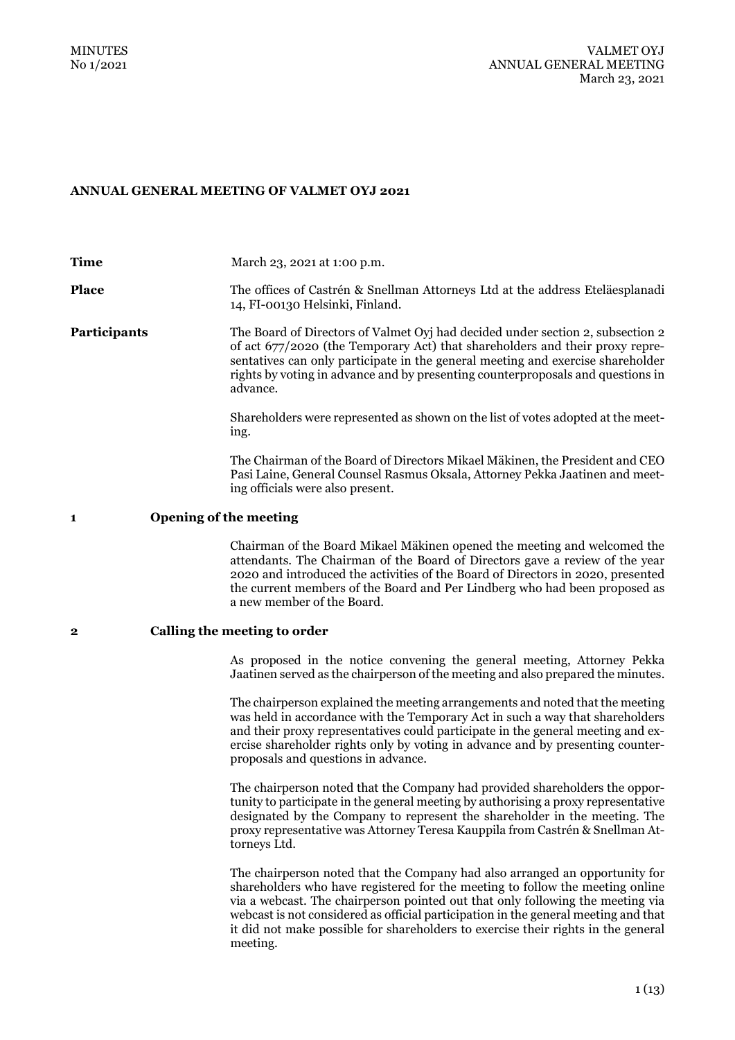# ANNUAL GENERAL MEETING OF VALMET OYJ 2021

**Time** March 23, 2021 at 1:00 p.m.

**Place** The offices of Castrén & Snellman Attorneys Ltd at the address Eteläesplanadi 14, FI-00130 Helsinki, Finland.

**Participants** The Board of Directors of Valmet Oyj had decided under section 2, subsection 2 of act 677/2020 (the Temporary Act) that shareholders and their proxy representatives can only participate in the general meeting and exercise shareholder rights by voting in advance and by presenting counterproposals and questions in advance.

Shareholders were represented as shown on the list of votes adopted at the meeting.

The Chairman of the Board of Directors Mikael Mäkinen, the President and CEO Pasi Laine, General Counsel Rasmus Oksala, Attorney Pekka Jaatinen and meeting officials were also present.

## 1 Opening of the meeting

Chairman of the Board Mikael Mäkinen opened the meeting and welcomed the attendants. The Chairman of the Board of Directors gave a review of the year 2020 and introduced the activities of the Board of Directors in 2020, presented the current members of the Board and Per Lindberg who had been proposed as a new member of the Board.

## 2 Calling the meeting to order

As proposed in the notice convening the general meeting, Attorney Pekka Jaatinen served as the chairperson of the meeting and also prepared the minutes.

The chairperson explained the meeting arrangements and noted that the meeting was held in accordance with the Temporary Act in such a way that shareholders and their proxy representatives could participate in the general meeting and exercise shareholder rights only by voting in advance and by presenting counterproposals and questions in advance.

The chairperson noted that the Company had provided shareholders the opportunity to participate in the general meeting by authorising a proxy representative designated by the Company to represent the shareholder in the meeting. The proxy representative was Attorney Teresa Kauppila from Castrén & Snellman Attorneys Ltd.

The chairperson noted that the Company had also arranged an opportunity for shareholders who have registered for the meeting to follow the meeting online via a webcast. The chairperson pointed out that only following the meeting via webcast is not considered as official participation in the general meeting and that it did not make possible for shareholders to exercise their rights in the general meeting.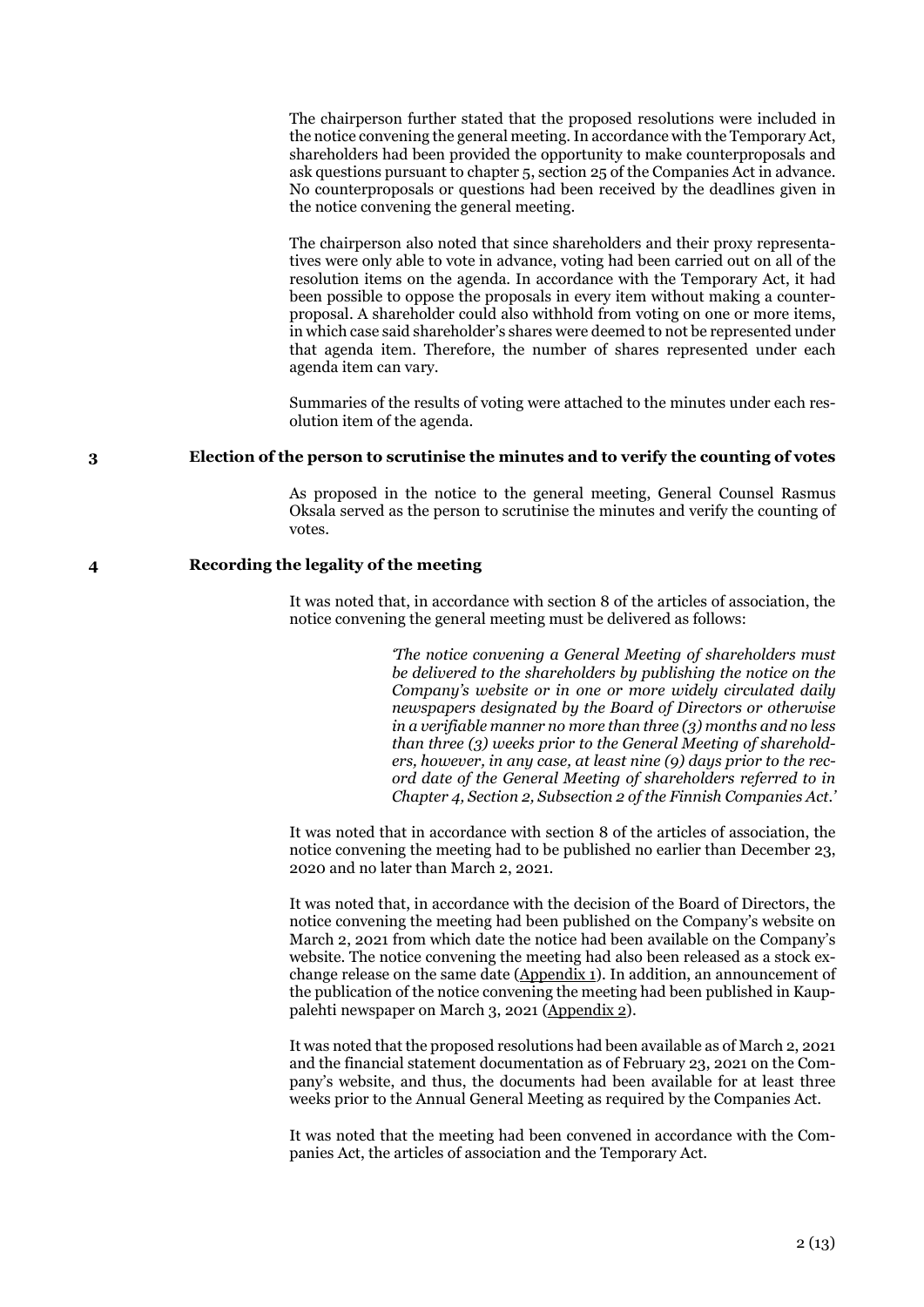The chairperson further stated that the proposed resolutions were included in the notice convening the general meeting. In accordance with the Temporary Act, shareholders had been provided the opportunity to make counterproposals and ask questions pursuant to chapter 5, section 25 of the Companies Act in advance. No counterproposals or questions had been received by the deadlines given in the notice convening the general meeting.

The chairperson also noted that since shareholders and their proxy representatives were only able to vote in advance, voting had been carried out on all of the resolution items on the agenda. In accordance with the Temporary Act, it had been possible to oppose the proposals in every item without making a counterproposal. A shareholder could also withhold from voting on one or more items, in which case said shareholder's shares were deemed to not be represented under that agenda item. Therefore, the number of shares represented under each agenda item can vary.

Summaries of the results of voting were attached to the minutes under each resolution item of the agenda.

## 3 Election of the person to scrutinise the minutes and to verify the counting of votes

As proposed in the notice to the general meeting, General Counsel Rasmus Oksala served as the person to scrutinise the minutes and verify the counting of votes.

## 4 Recording the legality of the meeting

It was noted that, in accordance with section 8 of the articles of association, the notice convening the general meeting must be delivered as follows:

> *'The notice convening a General Meeting of shareholders must be delivered to the shareholders by publishing the notice on the Company's website or in one or more widely circulated daily newspapers designated by the Board of Directors or otherwise in a verifiable manner no more than three (3) months and no less than three (3) weeks prior to the General Meeting of shareholders, however, in any case, at least nine (9) days prior to the record date of the General Meeting of shareholders referred to in Chapter 4, Section 2, Subsection 2 of the Finnish Companies Act.'*

It was noted that in accordance with section 8 of the articles of association, the notice convening the meeting had to be published no earlier than December 23, 2020 and no later than March 2, 2021.

It was noted that, in accordance with the decision of the Board of Directors, the notice convening the meeting had been published on the Company's website on March 2, 2021 from which date the notice had been available on the Company's website. The notice convening the meeting had also been released as a stock exchange release on the same date (Appendix 1). In addition, an announcement of the publication of the notice convening the meeting had been published in Kauppalehti newspaper on March 3, 2021 (Appendix 2).

It was noted that the proposed resolutions had been available as of March 2, 2021 and the financial statement documentation as of February 23, 2021 on the Company's website, and thus, the documents had been available for at least three weeks prior to the Annual General Meeting as required by the Companies Act.

It was noted that the meeting had been convened in accordance with the Companies Act, the articles of association and the Temporary Act.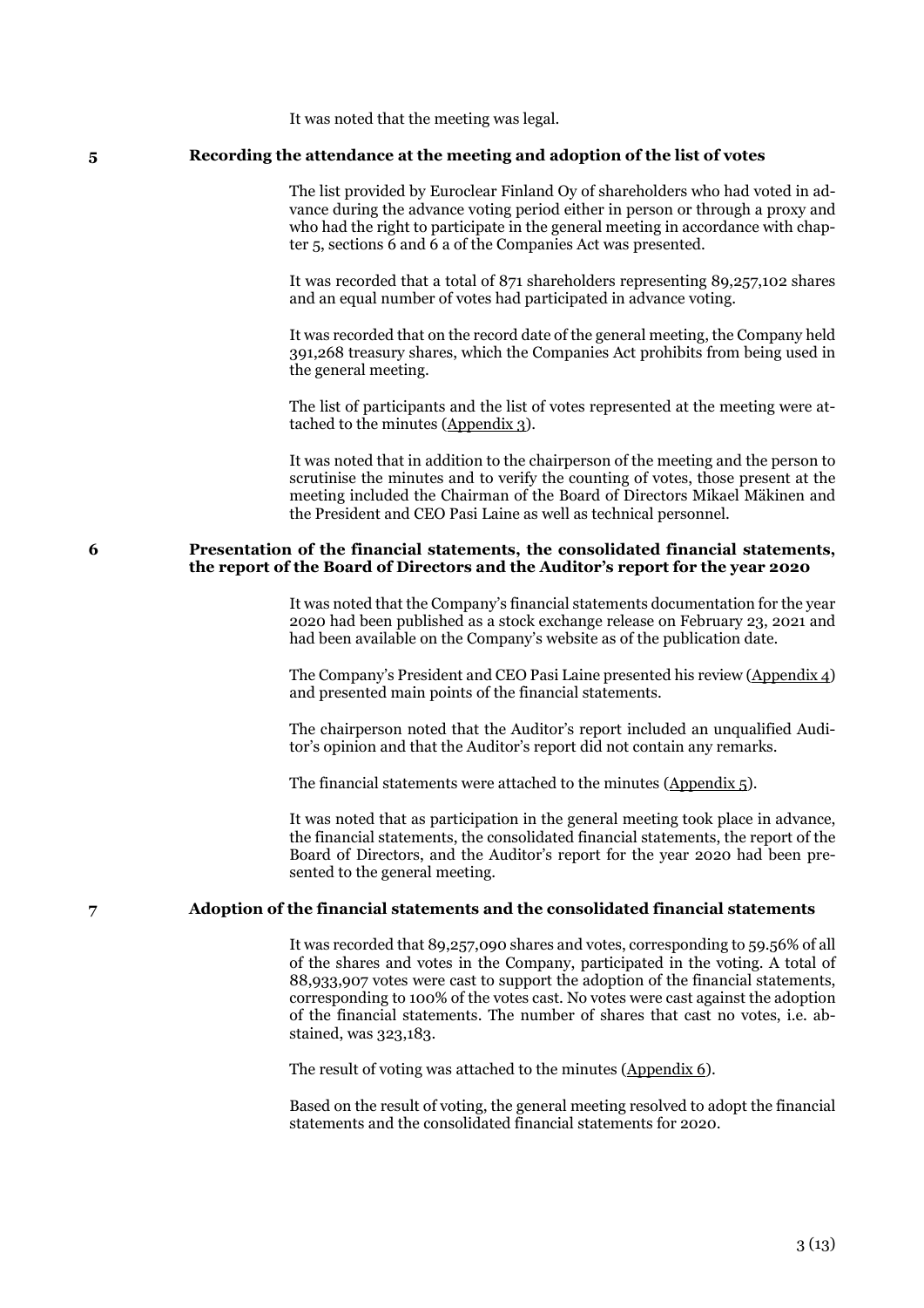It was noted that the meeting was legal.

## 5 Recording the attendance at the meeting and adoption of the list of votes

The list provided by Euroclear Finland Oy of shareholders who had voted in advance during the advance voting period either in person or through a proxy and who had the right to participate in the general meeting in accordance with chapter 5, sections 6 and 6 a of the Companies Act was presented.

It was recorded that a total of 871 shareholders representing 89,257,102 shares and an equal number of votes had participated in advance voting.

It was recorded that on the record date of the general meeting, the Company held 391,268 treasury shares, which the Companies Act prohibits from being used in the general meeting.

The list of participants and the list of votes represented at the meeting were attached to the minutes (Appendix 3).

It was noted that in addition to the chairperson of the meeting and the person to scrutinise the minutes and to verify the counting of votes, those present at the meeting included the Chairman of the Board of Directors Mikael Mäkinen and the President and CEO Pasi Laine as well as technical personnel.

## 6 Presentation of the financial statements, the consolidated financial statements, the report of the Board of Directors and the Auditor's report for the year 2020

It was noted that the Company's financial statements documentation for the year 2020 had been published as a stock exchange release on February 23, 2021 and had been available on the Company's website as of the publication date.

The Company's President and CEO Pasi Laine presented his review (Appendix 4) and presented main points of the financial statements.

The chairperson noted that the Auditor's report included an unqualified Auditor's opinion and that the Auditor's report did not contain any remarks.

The financial statements were attached to the minutes (Appendix 5).

It was noted that as participation in the general meeting took place in advance, the financial statements, the consolidated financial statements, the report of the Board of Directors, and the Auditor's report for the year 2020 had been presented to the general meeting.

## 7 Adoption of the financial statements and the consolidated financial statements

It was recorded that 89,257,090 shares and votes, corresponding to 59.56% of all of the shares and votes in the Company, participated in the voting. A total of 88,933,907 votes were cast to support the adoption of the financial statements, corresponding to 100% of the votes cast. No votes were cast against the adoption of the financial statements. The number of shares that cast no votes, i.e. abstained, was 323,183.

The result of voting was attached to the minutes (Appendix 6).

Based on the result of voting, the general meeting resolved to adopt the financial statements and the consolidated financial statements for 2020.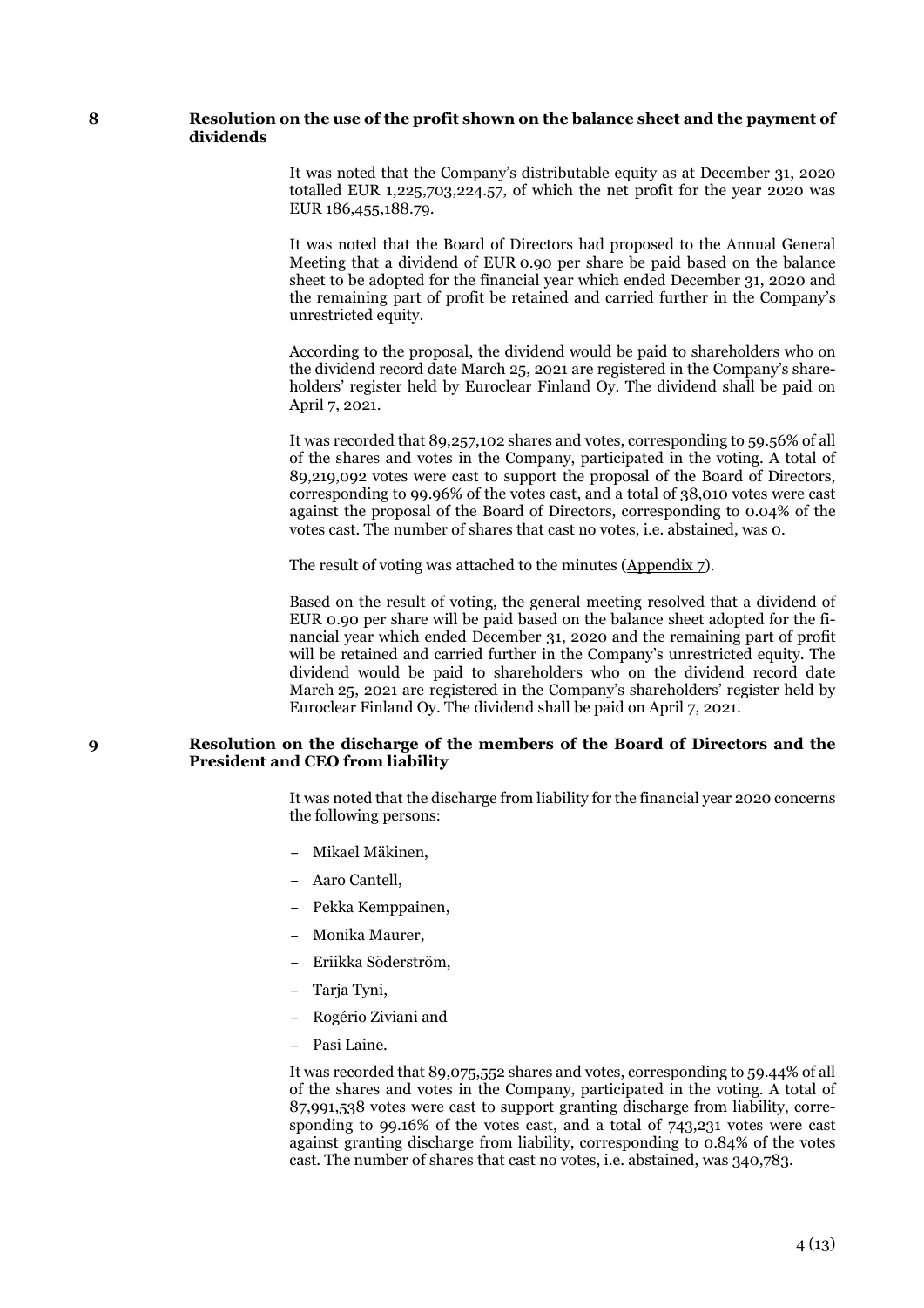## 8 Resolution on the use of the profit shown on the balance sheet and the payment of dividends

It was noted that the Company's distributable equity as at December 31, 2020 totalled EUR 1,225,703,224.57, of which the net profit for the year 2020 was EUR 186,455,188.79.

It was noted that the Board of Directors had proposed to the Annual General Meeting that a dividend of EUR 0.90 per share be paid based on the balance sheet to be adopted for the financial year which ended December 31, 2020 and the remaining part of profit be retained and carried further in the Company's unrestricted equity.

According to the proposal, the dividend would be paid to shareholders who on the dividend record date March 25, 2021 are registered in the Company's shareholders' register held by Euroclear Finland Oy. The dividend shall be paid on April 7, 2021.

It was recorded that 89,257,102 shares and votes, corresponding to 59.56% of all of the shares and votes in the Company, participated in the voting. A total of 89,219,092 votes were cast to support the proposal of the Board of Directors, corresponding to 99.96% of the votes cast, and a total of 38,010 votes were cast against the proposal of the Board of Directors, corresponding to 0.04% of the votes cast. The number of shares that cast no votes, i.e. abstained, was 0.

The result of voting was attached to the minutes (Appendix 7).

Based on the result of voting, the general meeting resolved that a dividend of EUR 0.90 per share will be paid based on the balance sheet adopted for the financial year which ended December 31, 2020 and the remaining part of profit will be retained and carried further in the Company's unrestricted equity. The dividend would be paid to shareholders who on the dividend record date March 25, 2021 are registered in the Company's shareholders' register held by Euroclear Finland Oy. The dividend shall be paid on April 7, 2021.

## 9 Resolution on the discharge of the members of the Board of Directors and the President and CEO from liability

It was noted that the discharge from liability for the financial year 2020 concerns the following persons:

- Mikael Mäkinen,
- Aaro Cantell,
- Pekka Kemppainen,
- Monika Maurer,
- Eriikka Söderström,
- Tarja Tyni,
- Rogério Ziviani and
- Pasi Laine.

It was recorded that 89,075,552 shares and votes, corresponding to 59.44% of all of the shares and votes in the Company, participated in the voting. A total of 87,991,538 votes were cast to support granting discharge from liability, corresponding to 99.16% of the votes cast, and a total of 743,231 votes were cast against granting discharge from liability, corresponding to 0.84% of the votes cast. The number of shares that cast no votes, i.e. abstained, was 340,783.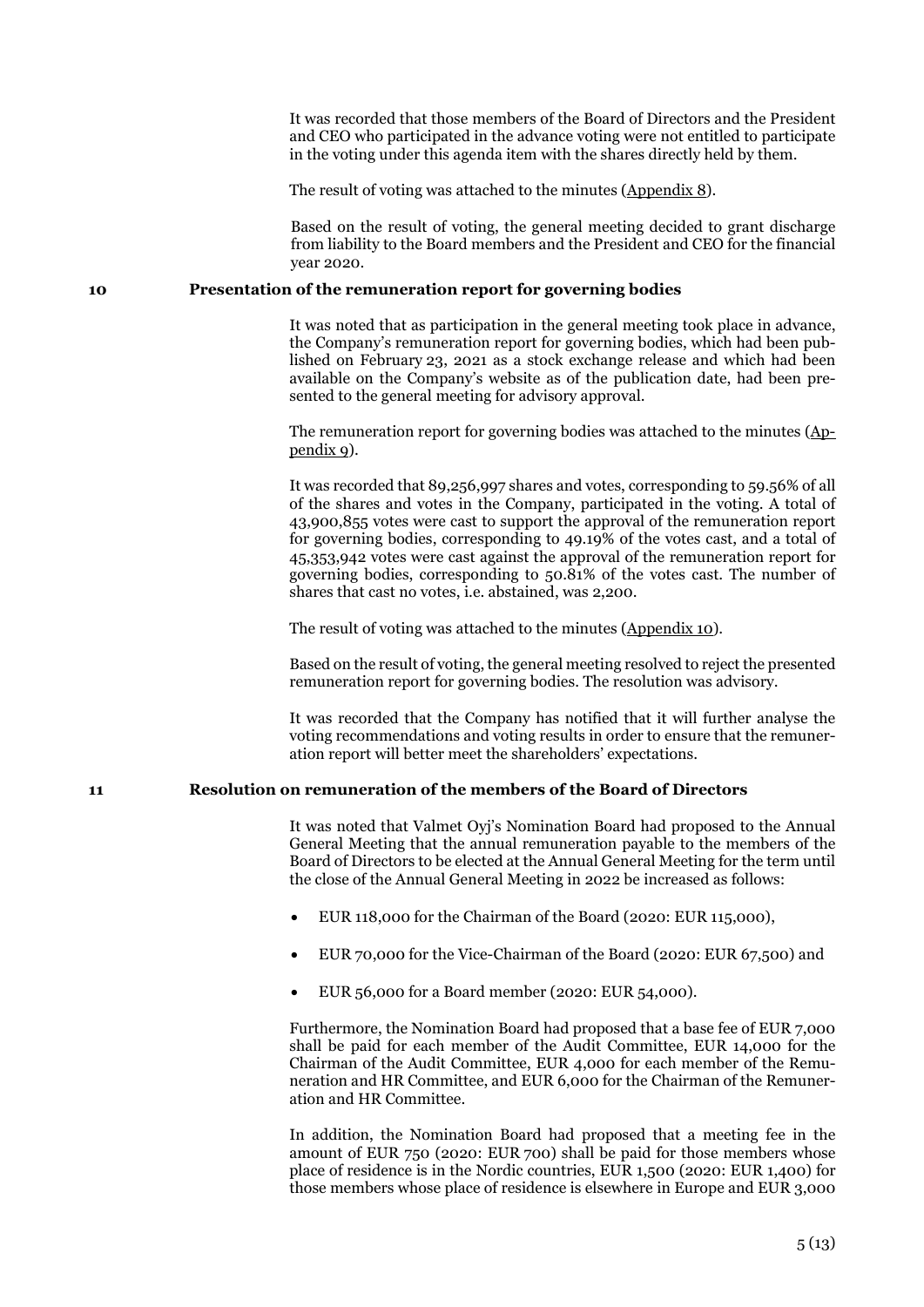It was recorded that those members of the Board of Directors and the President and CEO who participated in the advance voting were not entitled to participate in the voting under this agenda item with the shares directly held by them.

The result of voting was attached to the minutes (Appendix 8).

Based on the result of voting, the general meeting decided to grant discharge from liability to the Board members and the President and CEO for the financial year 2020.

## 10 Presentation of the remuneration report for governing bodies

It was noted that as participation in the general meeting took place in advance, the Company's remuneration report for governing bodies, which had been published on February 23, 2021 as a stock exchange release and which had been available on the Company's website as of the publication date, had been presented to the general meeting for advisory approval.

The remuneration report for governing bodies was attached to the minutes (Appendix 9).

It was recorded that 89,256,997 shares and votes, corresponding to 59.56% of all of the shares and votes in the Company, participated in the voting. A total of 43,900,855 votes were cast to support the approval of the remuneration report for governing bodies, corresponding to 49.19% of the votes cast, and a total of 45,353,942 votes were cast against the approval of the remuneration report for governing bodies, corresponding to 50.81% of the votes cast. The number of shares that cast no votes, i.e. abstained, was 2,200.

The result of voting was attached to the minutes (Appendix 10).

Based on the result of voting, the general meeting resolved to reject the presented remuneration report for governing bodies. The resolution was advisory.

It was recorded that the Company has notified that it will further analyse the voting recommendations and voting results in order to ensure that the remuneration report will better meet the shareholders' expectations.

## 11 Resolution on remuneration of the members of the Board of Directors

It was noted that Valmet Oyj's Nomination Board had proposed to the Annual General Meeting that the annual remuneration payable to the members of the Board of Directors to be elected at the Annual General Meeting for the term until the close of the Annual General Meeting in 2022 be increased as follows:

- EUR 118,000 for the Chairman of the Board (2020: EUR 115,000),
- EUR 70,000 for the Vice-Chairman of the Board (2020: EUR 67,500) and
- EUR 56,000 for a Board member (2020: EUR 54,000).

Furthermore, the Nomination Board had proposed that a base fee of EUR 7,000 shall be paid for each member of the Audit Committee, EUR 14,000 for the Chairman of the Audit Committee, EUR 4,000 for each member of the Remuneration and HR Committee, and EUR 6,000 for the Chairman of the Remuneration and HR Committee.

In addition, the Nomination Board had proposed that a meeting fee in the amount of EUR 750 (2020: EUR 700) shall be paid for those members whose place of residence is in the Nordic countries, EUR 1,500 (2020: EUR 1,400) for those members whose place of residence is elsewhere in Europe and EUR 3,000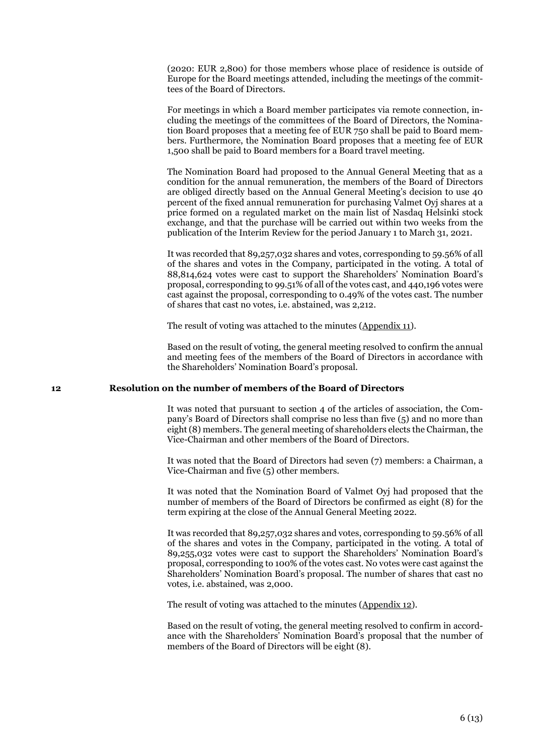(2020: EUR 2,800) for those members whose place of residence is outside of Europe for the Board meetings attended, including the meetings of the committees of the Board of Directors.

For meetings in which a Board member participates via remote connection, including the meetings of the committees of the Board of Directors, the Nomination Board proposes that a meeting fee of EUR 750 shall be paid to Board members. Furthermore, the Nomination Board proposes that a meeting fee of EUR 1,500 shall be paid to Board members for a Board travel meeting.

The Nomination Board had proposed to the Annual General Meeting that as a condition for the annual remuneration, the members of the Board of Directors are obliged directly based on the Annual General Meeting's decision to use 40 percent of the fixed annual remuneration for purchasing Valmet Oyj shares at a price formed on a regulated market on the main list of Nasdaq Helsinki stock exchange, and that the purchase will be carried out within two weeks from the publication of the Interim Review for the period January 1 to March 31, 2021.

It was recorded that 89,257,032 shares and votes, corresponding to 59.56% of all of the shares and votes in the Company, participated in the voting. A total of 88,814,624 votes were cast to support the Shareholders' Nomination Board's proposal, corresponding to 99.51% of all of the votes cast, and 440,196 votes were cast against the proposal, corresponding to 0.49% of the votes cast. The number of shares that cast no votes, i.e. abstained, was 2,212.

The result of voting was attached to the minutes (Appendix 11).

Based on the result of voting, the general meeting resolved to confirm the annual and meeting fees of the members of the Board of Directors in accordance with the Shareholders' Nomination Board's proposal.

## 12 Resolution on the number of members of the Board of Directors

It was noted that pursuant to section 4 of the articles of association, the Company's Board of Directors shall comprise no less than five (5) and no more than eight (8) members. The general meeting of shareholders elects the Chairman, the Vice-Chairman and other members of the Board of Directors.

It was noted that the Board of Directors had seven (7) members: a Chairman, a Vice-Chairman and five (5) other members.

It was noted that the Nomination Board of Valmet Oyj had proposed that the number of members of the Board of Directors be confirmed as eight (8) for the term expiring at the close of the Annual General Meeting 2022.

It was recorded that 89,257,032 shares and votes, corresponding to 59.56% of all of the shares and votes in the Company, participated in the voting. A total of 89,255,032 votes were cast to support the Shareholders' Nomination Board's proposal, corresponding to 100% of the votes cast. No votes were cast against the Shareholders' Nomination Board's proposal. The number of shares that cast no votes, i.e. abstained, was 2,000.

The result of voting was attached to the minutes (Appendix 12).

Based on the result of voting, the general meeting resolved to confirm in accordance with the Shareholders' Nomination Board's proposal that the number of members of the Board of Directors will be eight (8).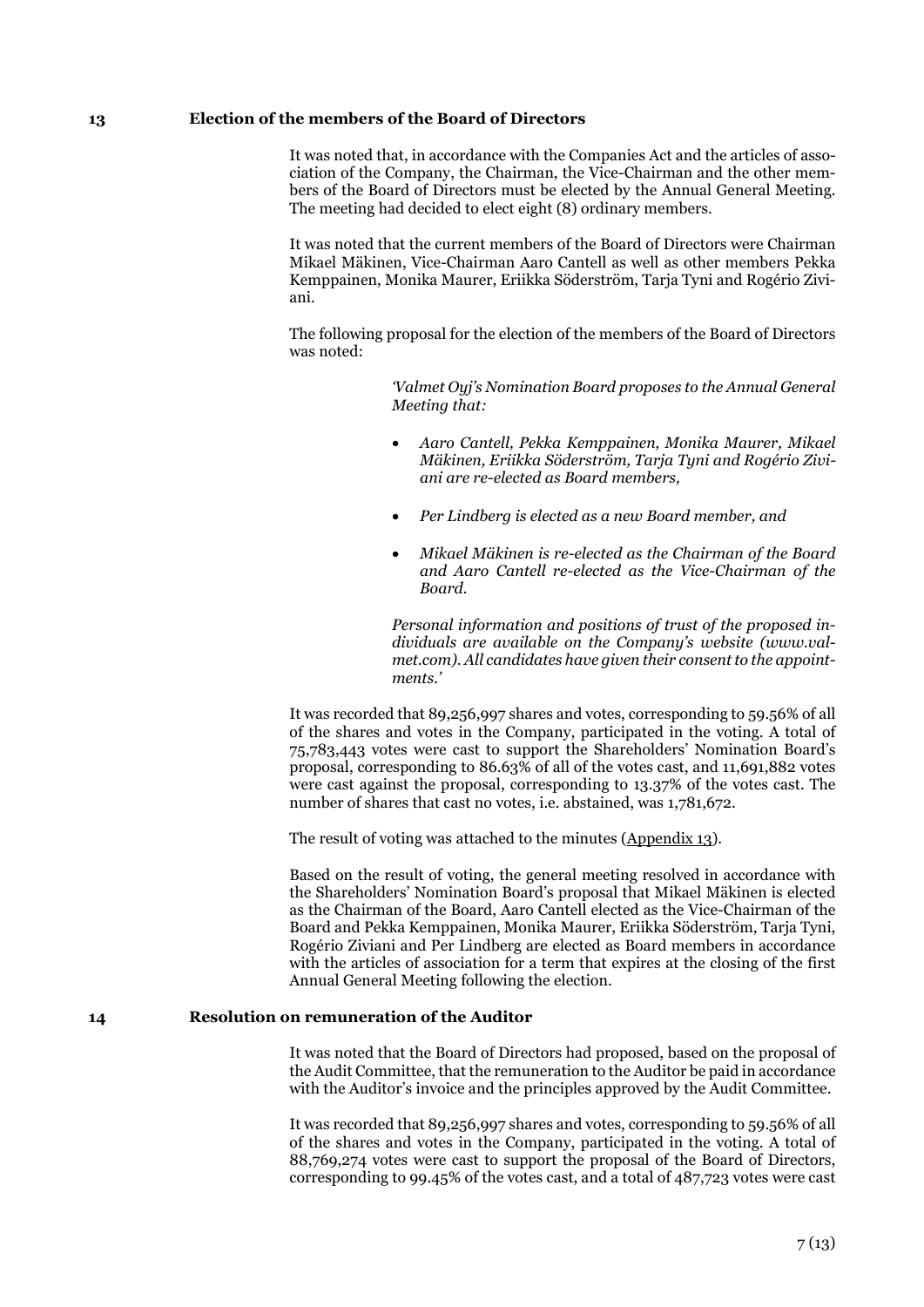## 13 Election of the members of the Board of Directors

It was noted that, in accordance with the Companies Act and the articles of association of the Company, the Chairman, the Vice-Chairman and the other members of the Board of Directors must be elected by the Annual General Meeting. The meeting had decided to elect eight (8) ordinary members.

It was noted that the current members of the Board of Directors were Chairman Mikael Mäkinen, Vice-Chairman Aaro Cantell as well as other members Pekka Kemppainen, Monika Maurer, Eriikka Söderström, Tarja Tyni and Rogério Ziviani.

The following proposal for the election of the members of the Board of Directors was noted:

> *'Valmet Oyj's Nomination Board proposes to the Annual General Meeting that:*
>
> - *Aaro Cantell, Pekka Kemppainen, Monika Maurer, Mikael Mäkinen, Eriikka Söderström, Tarja Tyni and Rogério Ziviani are re-elected as Board members,*
> - *Per Lindberg is elected as a new Board member, and*
> - *Mikael Mäkinen is re-elected as the Chairman of the Board and Aaro Cantell re-elected as the Vice-Chairman of the Board.*
>
> *Personal information and positions of trust of the proposed individuals are available on the Company's website (www.valmet.com). All candidates have given their consent to the appointments.'*

It was recorded that 89,256,997 shares and votes, corresponding to 59.56% of all of the shares and votes in the Company, participated in the voting. A total of 75,783,443 votes were cast to support the Shareholders' Nomination Board's proposal, corresponding to 86.63% of all of the votes cast, and 11,691,882 votes were cast against the proposal, corresponding to 13.37% of the votes cast. The number of shares that cast no votes, i.e. abstained, was 1,781,672.

The result of voting was attached to the minutes (Appendix 13).

Based on the result of voting, the general meeting resolved in accordance with the Shareholders' Nomination Board's proposal that Mikael Mäkinen is elected as the Chairman of the Board, Aaro Cantell elected as the Vice-Chairman of the Board and Pekka Kemppainen, Monika Maurer, Eriikka Söderström, Tarja Tyni, Rogério Ziviani and Per Lindberg are elected as Board members in accordance with the articles of association for a term that expires at the closing of the first Annual General Meeting following the election.

## 14 Resolution on remuneration of the Auditor

It was noted that the Board of Directors had proposed, based on the proposal of the Audit Committee, that the remuneration to the Auditor be paid in accordance with the Auditor's invoice and the principles approved by the Audit Committee.

It was recorded that 89,256,997 shares and votes, corresponding to 59.56% of all of the shares and votes in the Company, participated in the voting. A total of 88,769,274 votes were cast to support the proposal of the Board of Directors, corresponding to 99.45% of the votes cast, and a total of 487,723 votes were cast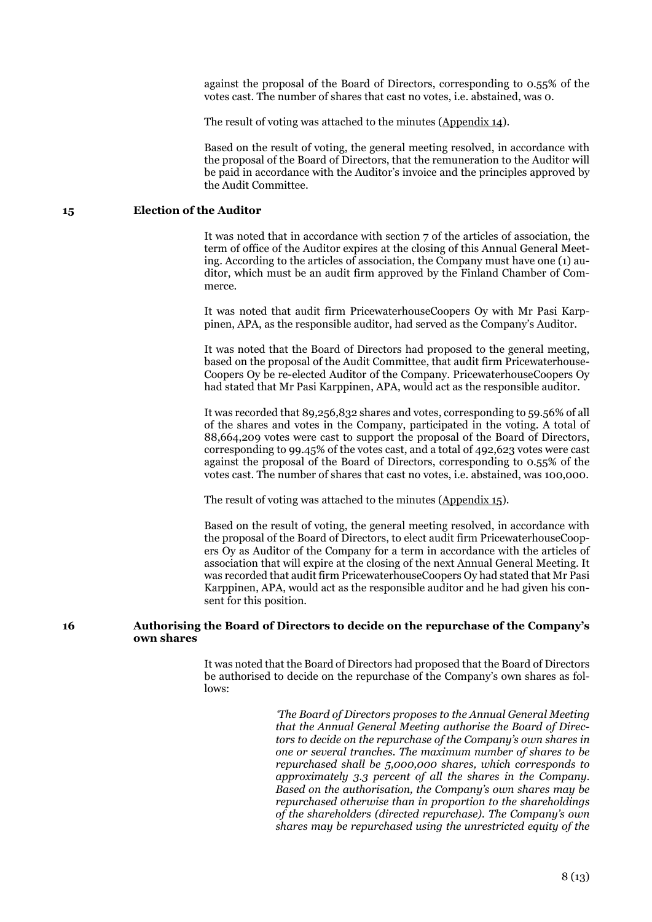against the proposal of the Board of Directors, corresponding to 0.55% of the votes cast. The number of shares that cast no votes, i.e. abstained, was 0.

The result of voting was attached to the minutes (Appendix 14).

Based on the result of voting, the general meeting resolved, in accordance with the proposal of the Board of Directors, that the remuneration to the Auditor will be paid in accordance with the Auditor's invoice and the principles approved by the Audit Committee.

## 15 Election of the Auditor

It was noted that in accordance with section 7 of the articles of association, the term of office of the Auditor expires at the closing of this Annual General Meeting. According to the articles of association, the Company must have one (1) auditor, which must be an audit firm approved by the Finland Chamber of Commerce.

It was noted that audit firm PricewaterhouseCoopers Oy with Mr Pasi Karppinen, APA, as the responsible auditor, had served as the Company's Auditor.

It was noted that the Board of Directors had proposed to the general meeting, based on the proposal of the Audit Committee, that audit firm PricewaterhouseCoopers Oy be re-elected Auditor of the Company. PricewaterhouseCoopers Oy had stated that Mr Pasi Karppinen, APA, would act as the responsible auditor.

It was recorded that 89,256,832 shares and votes, corresponding to 59.56% of all of the shares and votes in the Company, participated in the voting. A total of 88,664,209 votes were cast to support the proposal of the Board of Directors, corresponding to 99.45% of the votes cast, and a total of 492,623 votes were cast against the proposal of the Board of Directors, corresponding to 0.55% of the votes cast. The number of shares that cast no votes, i.e. abstained, was 100,000.

The result of voting was attached to the minutes (Appendix 15).

Based on the result of voting, the general meeting resolved, in accordance with the proposal of the Board of Directors, to elect audit firm PricewaterhouseCoopers Oy as Auditor of the Company for a term in accordance with the articles of association that will expire at the closing of the next Annual General Meeting. It was recorded that audit firm PricewaterhouseCoopers Oy had stated that Mr Pasi Karppinen, APA, would act as the responsible auditor and he had given his consent for this position.

## 16 Authorising the Board of Directors to decide on the repurchase of the Company's own shares

It was noted that the Board of Directors had proposed that the Board of Directors be authorised to decide on the repurchase of the Company's own shares as follows:

> *'The Board of Directors proposes to the Annual General Meeting that the Annual General Meeting authorise the Board of Directors to decide on the repurchase of the Company's own shares in one or several tranches. The maximum number of shares to be repurchased shall be 5,000,000 shares, which corresponds to approximately 3.3 percent of all the shares in the Company. Based on the authorisation, the Company's own shares may be repurchased otherwise than in proportion to the shareholdings of the shareholders (directed repurchase). The Company's own shares may be repurchased using the unrestricted equity of the*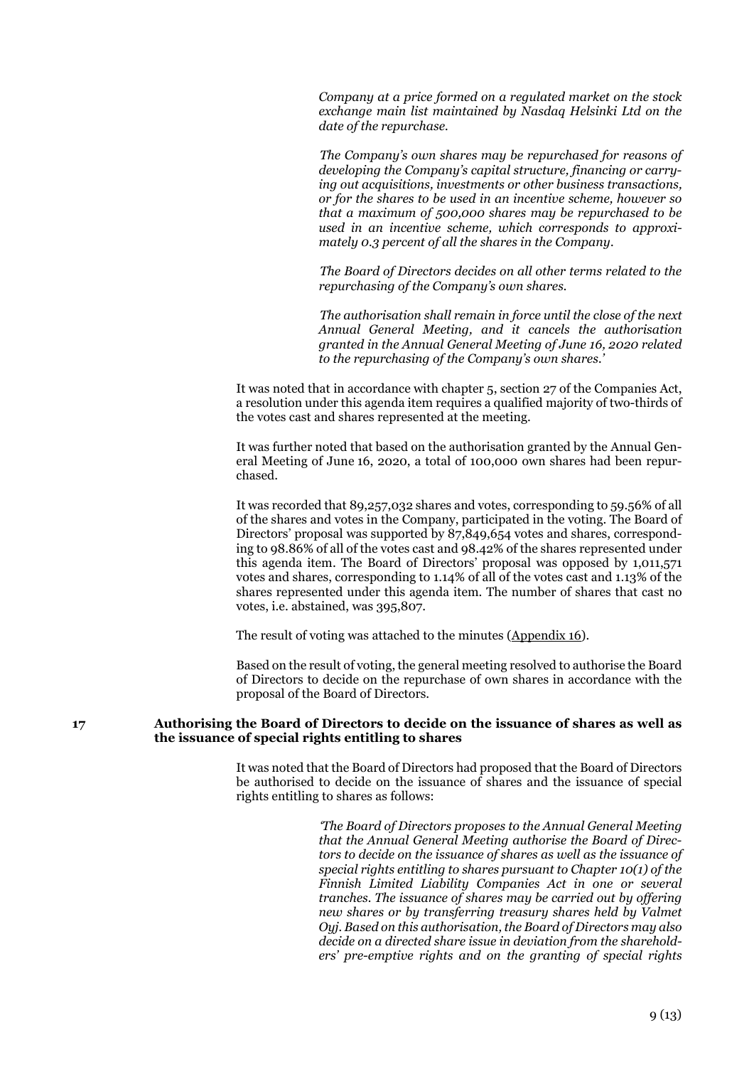*Company at a price formed on a regulated market on the stock exchange main list maintained by Nasdaq Helsinki Ltd on the date of the repurchase.*

*The Company's own shares may be repurchased for reasons of developing the Company's capital structure, financing or carrying out acquisitions, investments or other business transactions, or for the shares to be used in an incentive scheme, however so that a maximum of 500,000 shares may be repurchased to be used in an incentive scheme, which corresponds to approximately 0.3 percent of all the shares in the Company.*

*The Board of Directors decides on all other terms related to the repurchasing of the Company's own shares.*

*The authorisation shall remain in force until the close of the next Annual General Meeting, and it cancels the authorisation granted in the Annual General Meeting of June 16, 2020 related to the repurchasing of the Company's own shares.'*

It was noted that in accordance with chapter 5, section 27 of the Companies Act, a resolution under this agenda item requires a qualified majority of two-thirds of the votes cast and shares represented at the meeting.

It was further noted that based on the authorisation granted by the Annual General Meeting of June 16, 2020, a total of 100,000 own shares had been repurchased.

It was recorded that 89,257,032 shares and votes, corresponding to 59.56% of all of the shares and votes in the Company, participated in the voting. The Board of Directors' proposal was supported by 87,849,654 votes and shares, corresponding to 98.86% of all of the votes cast and 98.42% of the shares represented under this agenda item. The Board of Directors' proposal was opposed by 1,011,571 votes and shares, corresponding to 1.14% of all of the votes cast and 1.13% of the shares represented under this agenda item. The number of shares that cast no votes, i.e. abstained, was 395,807.

The result of voting was attached to the minutes (Appendix 16).

Based on the result of voting, the general meeting resolved to authorise the Board of Directors to decide on the repurchase of own shares in accordance with the proposal of the Board of Directors.

## 17 Authorising the Board of Directors to decide on the issuance of shares as well as the issuance of special rights entitling to shares

It was noted that the Board of Directors had proposed that the Board of Directors be authorised to decide on the issuance of shares and the issuance of special rights entitling to shares as follows:

*'The Board of Directors proposes to the Annual General Meeting that the Annual General Meeting authorise the Board of Directors to decide on the issuance of shares as well as the issuance of special rights entitling to shares pursuant to Chapter 10(1) of the Finnish Limited Liability Companies Act in one or several tranches. The issuance of shares may be carried out by offering new shares or by transferring treasury shares held by Valmet Oyj. Based on this authorisation, the Board of Directors may also decide on a directed share issue in deviation from the shareholders' pre-emptive rights and on the granting of special rights*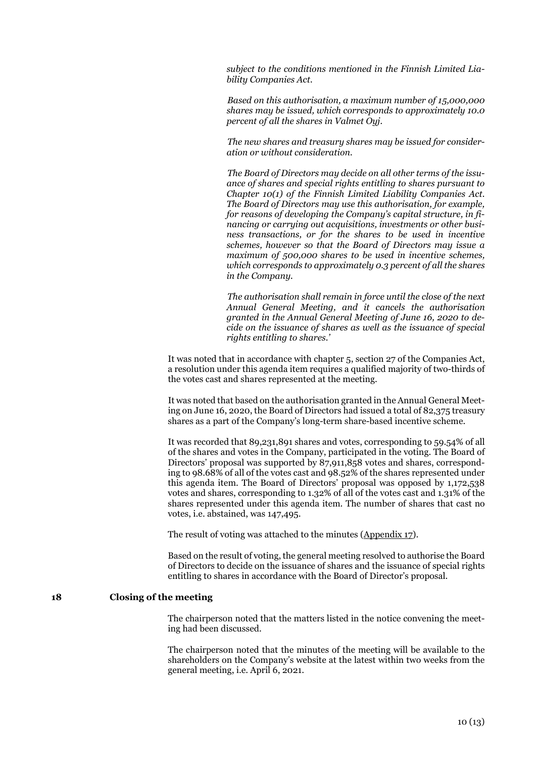*subject to the conditions mentioned in the Finnish Limited Liability Companies Act.*

*Based on this authorisation, a maximum number of 15,000,000 shares may be issued, which corresponds to approximately 10.0 percent of all the shares in Valmet Oyj.*

*The new shares and treasury shares may be issued for consideration or without consideration.*

*The Board of Directors may decide on all other terms of the issuance of shares and special rights entitling to shares pursuant to Chapter 10(1) of the Finnish Limited Liability Companies Act. The Board of Directors may use this authorisation, for example, for reasons of developing the Company's capital structure, in financing or carrying out acquisitions, investments or other business transactions, or for the shares to be used in incentive schemes, however so that the Board of Directors may issue a maximum of 500,000 shares to be used in incentive schemes, which corresponds to approximately 0.3 percent of all the shares in the Company.*

*The authorisation shall remain in force until the close of the next Annual General Meeting, and it cancels the authorisation granted in the Annual General Meeting of June 16, 2020 to decide on the issuance of shares as well as the issuance of special rights entitling to shares.'*

It was noted that in accordance with chapter 5, section 27 of the Companies Act, a resolution under this agenda item requires a qualified majority of two-thirds of the votes cast and shares represented at the meeting.

It was noted that based on the authorisation granted in the Annual General Meeting on June 16, 2020, the Board of Directors had issued a total of 82,375 treasury shares as a part of the Company's long-term share-based incentive scheme.

It was recorded that 89,231,891 shares and votes, corresponding to 59.54% of all of the shares and votes in the Company, participated in the voting. The Board of Directors' proposal was supported by 87,911,858 votes and shares, corresponding to 98.68% of all of the votes cast and 98.52% of the shares represented under this agenda item. The Board of Directors' proposal was opposed by 1,172,538 votes and shares, corresponding to 1.32% of all of the votes cast and 1.31% of the shares represented under this agenda item. The number of shares that cast no votes, i.e. abstained, was 147,495.

The result of voting was attached to the minutes (Appendix 17).

Based on the result of voting, the general meeting resolved to authorise the Board of Directors to decide on the issuance of shares and the issuance of special rights entitling to shares in accordance with the Board of Director's proposal.

## 18 Closing of the meeting

The chairperson noted that the matters listed in the notice convening the meeting had been discussed.

The chairperson noted that the minutes of the meeting will be available to the shareholders on the Company's website at the latest within two weeks from the general meeting, i.e. April 6, 2021.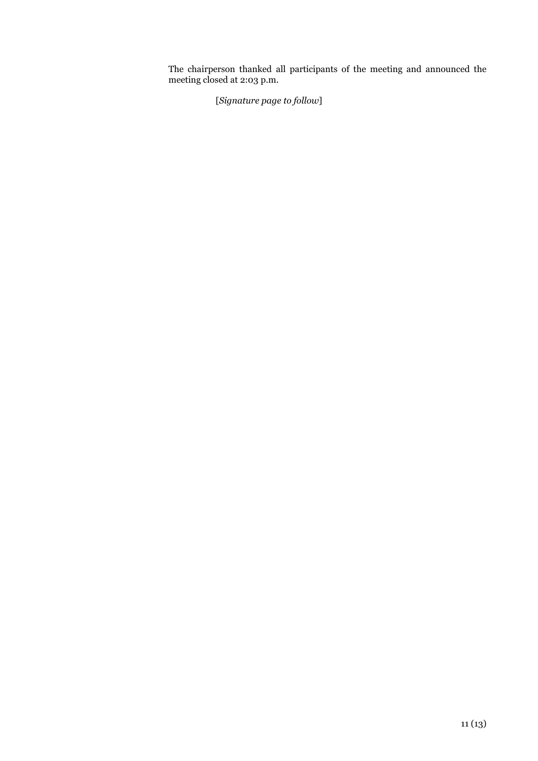The chairperson thanked all participants of the meeting and announced the meeting closed at 2:03 p.m.

[*Signature page to follow*]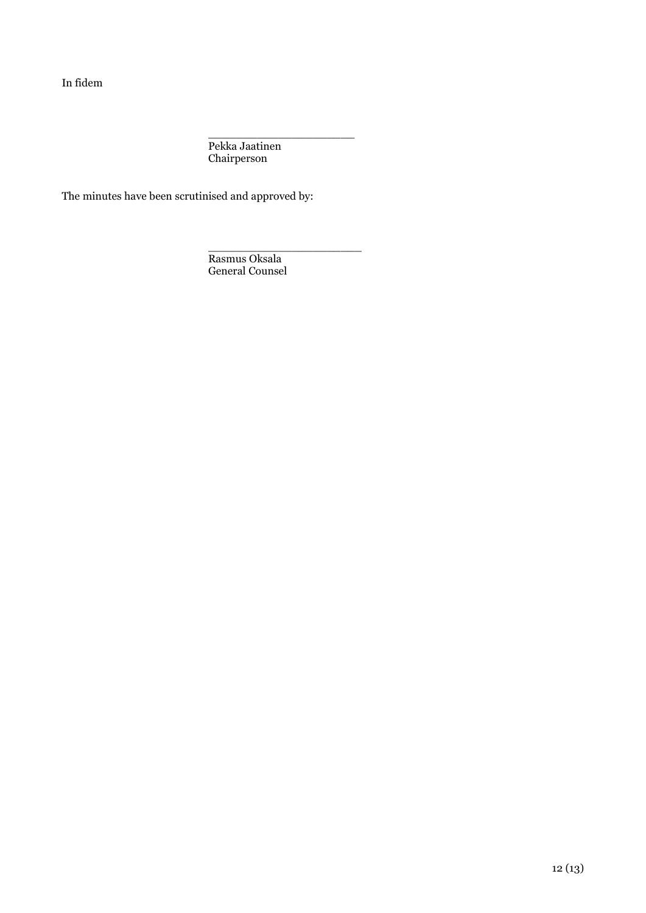In fidem

\_\_\_\_\_\_\_\_\_\_\_\_\_\_\_\_\_\_\_\_\_\_

Pekka Jaatinen
Chairperson

The minutes have been scrutinised and approved by:

\_\_\_\_\_\_\_\_\_\_\_\_\_\_\_\_\_\_\_\_\_\_

Rasmus Oksala
General Counsel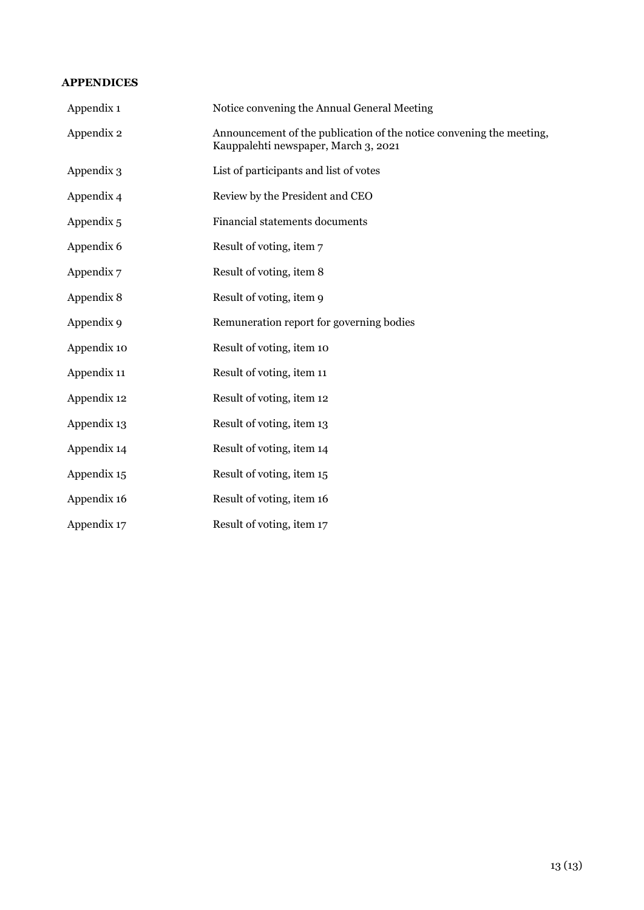**APPENDICES**

| | |
|---|---|
| Appendix 1 | Notice convening the Annual General Meeting |
| Appendix 2 | Announcement of the publication of the notice convening the meeting, Kauppalehti newspaper, March 3, 2021 |
| Appendix 3 | List of participants and list of votes |
| Appendix 4 | Review by the President and CEO |
| Appendix 5 | Financial statements documents |
| Appendix 6 | Result of voting, item 7 |
| Appendix 7 | Result of voting, item 8 |
| Appendix 8 | Result of voting, item 9 |
| Appendix 9 | Remuneration report for governing bodies |
| Appendix 10 | Result of voting, item 10 |
| Appendix 11 | Result of voting, item 11 |
| Appendix 12 | Result of voting, item 12 |
| Appendix 13 | Result of voting, item 13 |
| Appendix 14 | Result of voting, item 14 |
| Appendix 15 | Result of voting, item 15 |
| Appendix 16 | Result of voting, item 16 |
| Appendix 17 | Result of voting, item 17 |